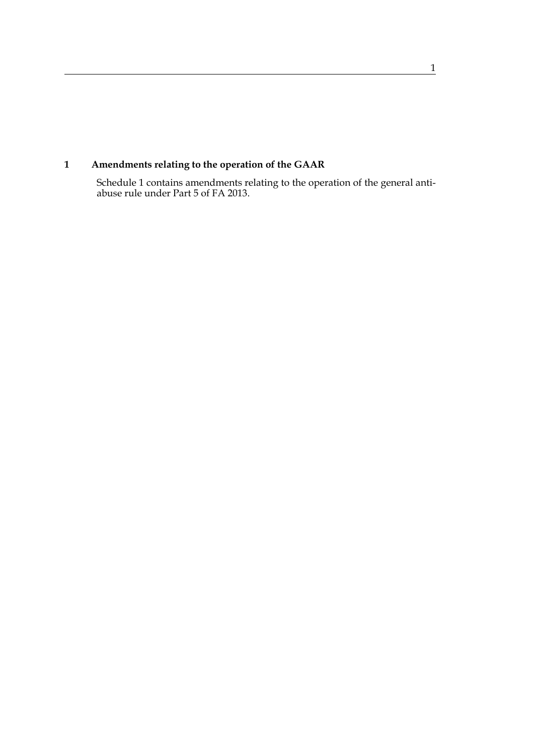## 1 Amendments relating to the operation of the GAAR

Schedule 1 contains amendments relating to the operation of the general anti-abuse rule under Part 5 of FA 2013.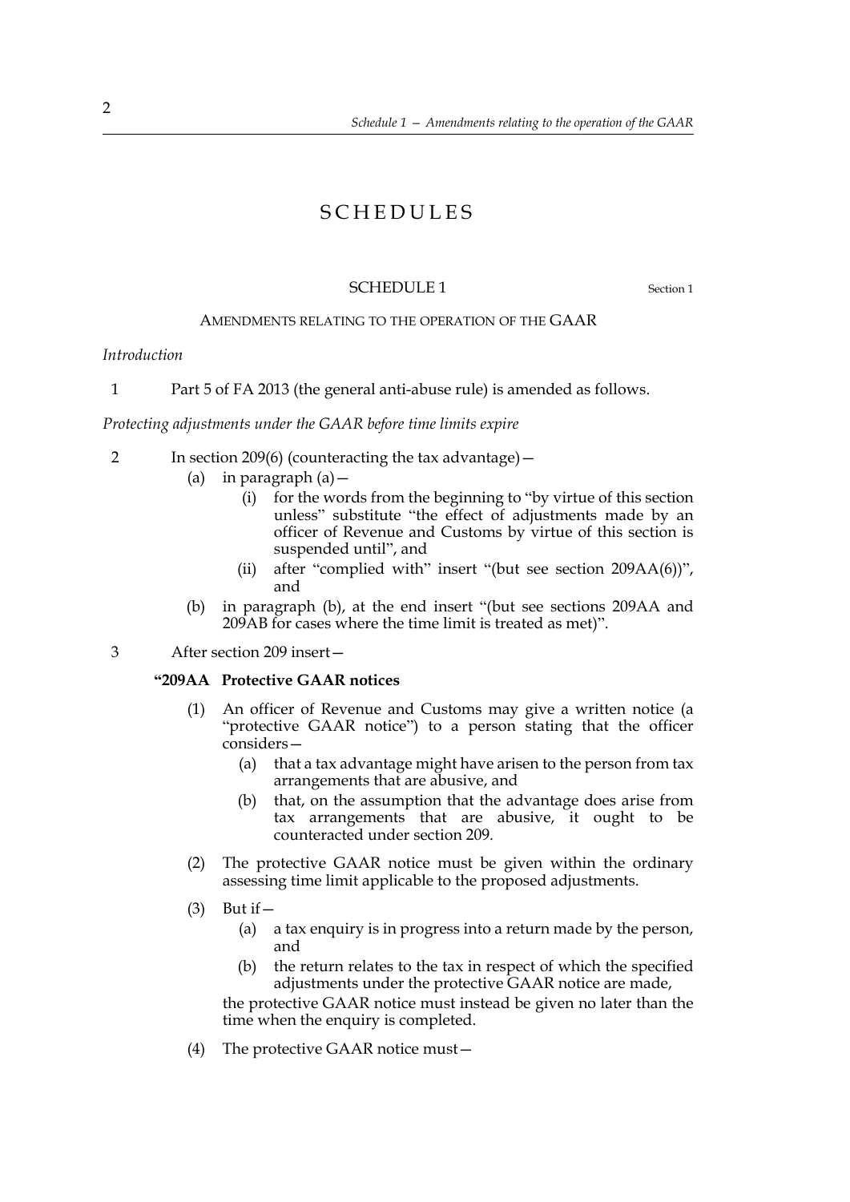# SCHEDULES

## SCHEDULE 1

Section 1

AMENDMENTS RELATING TO THE OPERATION OF THE GAAR

*Introduction*

1 Part 5 of FA 2013 (the general anti-abuse rule) is amended as follows.

*Protecting adjustments under the GAAR before time limits expire*

2 In section 209(6) (counteracting the tax advantage)—

- (a) in paragraph (a)—
  - (i) for the words from the beginning to "by virtue of this section unless" substitute "the effect of adjustments made by an officer of Revenue and Customs by virtue of this section is suspended until", and
  - (ii) after "complied with" insert "(but see section 209AA(6))", and
- (b) in paragraph (b), at the end insert "(but see sections 209AA and 209AB for cases where the time limit is treated as met)".

3 After section 209 insert—

**"209AA Protective GAAR notices**

(1) An officer of Revenue and Customs may give a written notice (a "protective GAAR notice") to a person stating that the officer considers—

- (a) that a tax advantage might have arisen to the person from tax arrangements that are abusive, and
- (b) that, on the assumption that the advantage does arise from tax arrangements that are abusive, it ought to be counteracted under section 209.

(2) The protective GAAR notice must be given within the ordinary assessing time limit applicable to the proposed adjustments.

(3) But if—

- (a) a tax enquiry is in progress into a return made by the person, and
- (b) the return relates to the tax in respect of which the specified adjustments under the protective GAAR notice are made,

the protective GAAR notice must instead be given no later than the time when the enquiry is completed.

(4) The protective GAAR notice must—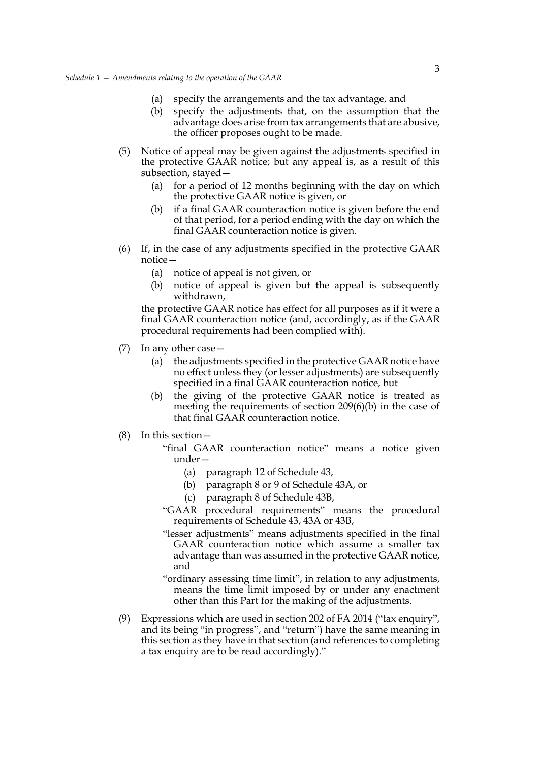(a) specify the arrangements and the tax advantage, and

(b) specify the adjustments that, on the assumption that the advantage does arise from tax arrangements that are abusive, the officer proposes ought to be made.

(5) Notice of appeal may be given against the adjustments specified in the protective GAAR notice; but any appeal is, as a result of this subsection, stayed—

(a) for a period of 12 months beginning with the day on which the protective GAAR notice is given, or

(b) if a final GAAR counteraction notice is given before the end of that period, for a period ending with the day on which the final GAAR counteraction notice is given.

(6) If, in the case of any adjustments specified in the protective GAAR notice—

(a) notice of appeal is not given, or

(b) notice of appeal is given but the appeal is subsequently withdrawn,

the protective GAAR notice has effect for all purposes as if it were a final GAAR counteraction notice (and, accordingly, as if the GAAR procedural requirements had been complied with).

(7) In any other case—

(a) the adjustments specified in the protective GAAR notice have no effect unless they (or lesser adjustments) are subsequently specified in a final GAAR counteraction notice, but

(b) the giving of the protective GAAR notice is treated as meeting the requirements of section 209(6)(b) in the case of that final GAAR counteraction notice.

(8) In this section—

"final GAAR counteraction notice" means a notice given under—

(a) paragraph 12 of Schedule 43,

(b) paragraph 8 or 9 of Schedule 43A, or

(c) paragraph 8 of Schedule 43B,

"GAAR procedural requirements" means the procedural requirements of Schedule 43, 43A or 43B,

"lesser adjustments" means adjustments specified in the final GAAR counteraction notice which assume a smaller tax advantage than was assumed in the protective GAAR notice, and

"ordinary assessing time limit", in relation to any adjustments, means the time limit imposed by or under any enactment other than this Part for the making of the adjustments.

(9) Expressions which are used in section 202 of FA 2014 ("tax enquiry", and its being "in progress", and "return") have the same meaning in this section as they have in that section (and references to completing a tax enquiry are to be read accordingly)."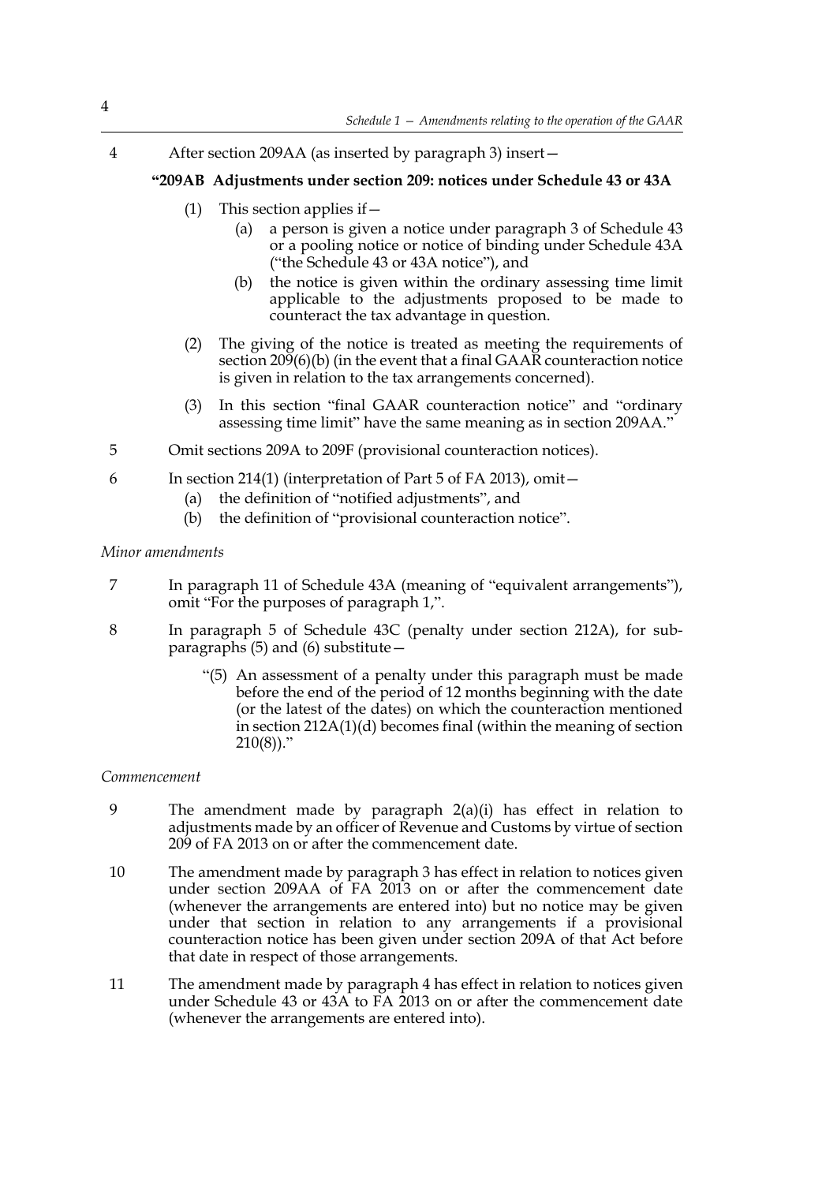4 After section 209AA (as inserted by paragraph 3) insert—

**"209AB Adjustments under section 209: notices under Schedule 43 or 43A**

(1) This section applies if—

(a) a person is given a notice under paragraph 3 of Schedule 43 or a pooling notice or notice of binding under Schedule 43A ("the Schedule 43 or 43A notice"), and

(b) the notice is given within the ordinary assessing time limit applicable to the adjustments proposed to be made to counteract the tax advantage in question.

(2) The giving of the notice is treated as meeting the requirements of section 209(6)(b) (in the event that a final GAAR counteraction notice is given in relation to the tax arrangements concerned).

(3) In this section "final GAAR counteraction notice" and "ordinary assessing time limit" have the same meaning as in section 209AA."

5 Omit sections 209A to 209F (provisional counteraction notices).

6 In section 214(1) (interpretation of Part 5 of FA 2013), omit—

(a) the definition of "notified adjustments", and

(b) the definition of "provisional counteraction notice".

*Minor amendments*

7 In paragraph 11 of Schedule 43A (meaning of "equivalent arrangements"), omit "For the purposes of paragraph 1,".

8 In paragraph 5 of Schedule 43C (penalty under section 212A), for sub-paragraphs (5) and (6) substitute—

"(5) An assessment of a penalty under this paragraph must be made before the end of the period of 12 months beginning with the date (or the latest of the dates) on which the counteraction mentioned in section 212A(1)(d) becomes final (within the meaning of section 210(8))."

*Commencement*

9 The amendment made by paragraph 2(a)(i) has effect in relation to adjustments made by an officer of Revenue and Customs by virtue of section 209 of FA 2013 on or after the commencement date.

10 The amendment made by paragraph 3 has effect in relation to notices given under section 209AA of FA 2013 on or after the commencement date (whenever the arrangements are entered into) but no notice may be given under that section in relation to any arrangements if a provisional counteraction notice has been given under section 209A of that Act before that date in respect of those arrangements.

11 The amendment made by paragraph 4 has effect in relation to notices given under Schedule 43 or 43A to FA 2013 on or after the commencement date (whenever the arrangements are entered into).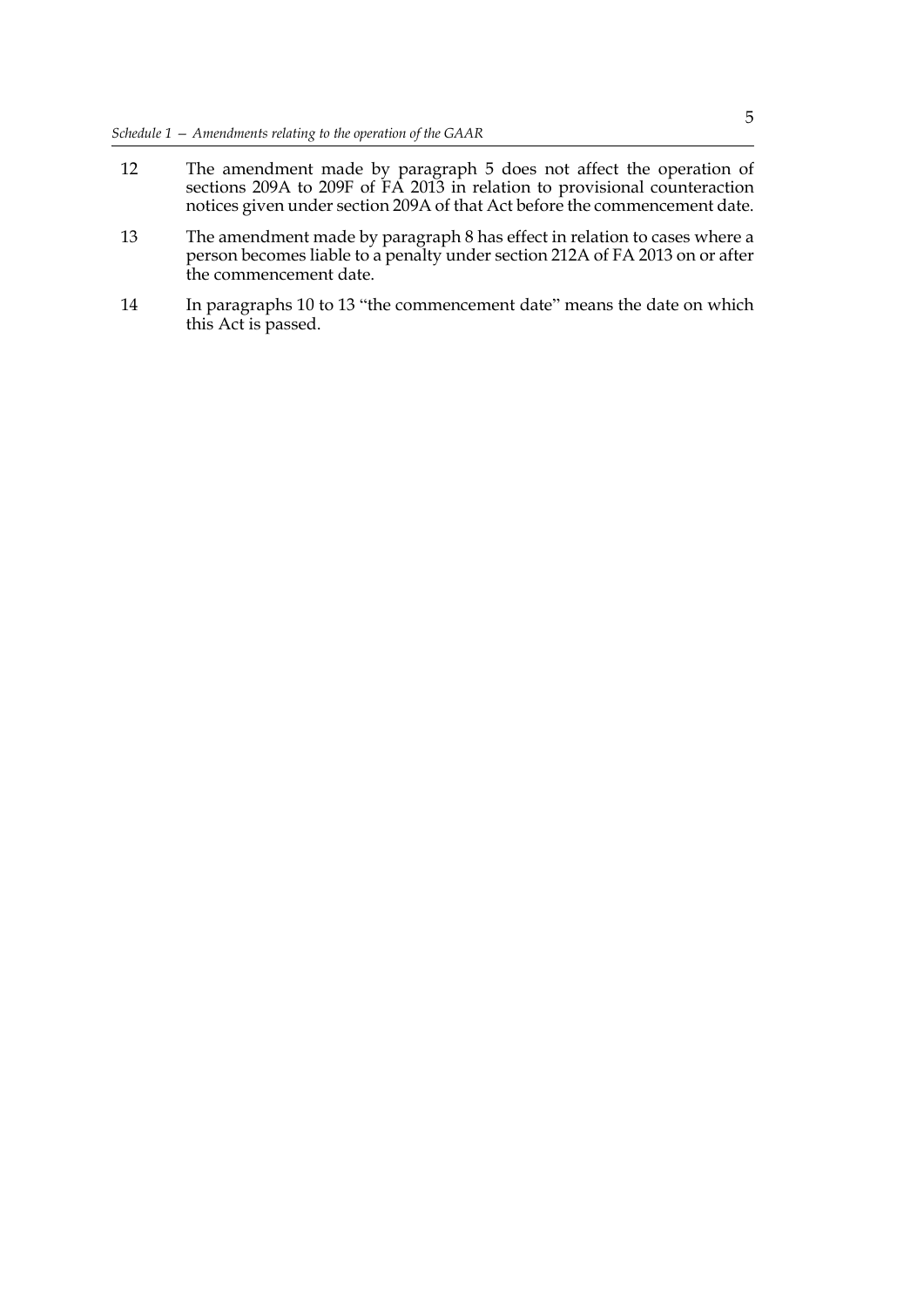12 The amendment made by paragraph 5 does not affect the operation of sections 209A to 209F of FA 2013 in relation to provisional counteraction notices given under section 209A of that Act before the commencement date.

13 The amendment made by paragraph 8 has effect in relation to cases where a person becomes liable to a penalty under section 212A of FA 2013 on or after the commencement date.

14 In paragraphs 10 to 13 "the commencement date" means the date on which this Act is passed.